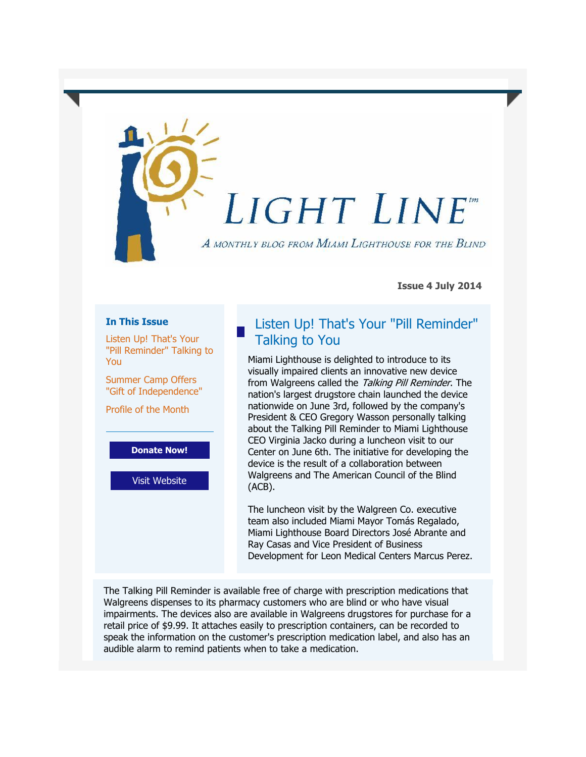# LIGHT LINE™

*A monthly blog from Miami Lighthouse for the Blind*

**Issue 4 July 2014**

**In This Issue**

- Listen Up! That's Your "Pill Reminder" Talking to You
- Summer Camp Offers "Gift of Independence"
- Profile of the Month

**Donate Now!**

Visit Website

## Listen Up! That's Your "Pill Reminder" Talking to You

Miami Lighthouse is delighted to introduce to its visually impaired clients an innovative new device from Walgreens called the *Talking Pill Reminder*. The nation's largest drugstore chain launched the device nationwide on June 3rd, followed by the company's President & CEO Gregory Wasson personally talking about the Talking Pill Reminder to Miami Lighthouse CEO Virginia Jacko during a luncheon visit to our Center on June 6th. The initiative for developing the device is the result of a collaboration between Walgreens and The American Council of the Blind (ACB).

The luncheon visit by the Walgreen Co. executive team also included Miami Mayor Tomás Regalado, Miami Lighthouse Board Directors José Abrante and Ray Casas and Vice President of Business Development for Leon Medical Centers Marcus Perez.

The Talking Pill Reminder is available free of charge with prescription medications that Walgreens dispenses to its pharmacy customers who are blind or who have visual impairments. The devices also are available in Walgreens drugstores for purchase for a retail price of $9.99. It attaches easily to prescription containers, can be recorded to speak the information on the customer's prescription medication label, and also has an audible alarm to remind patients when to take a medication.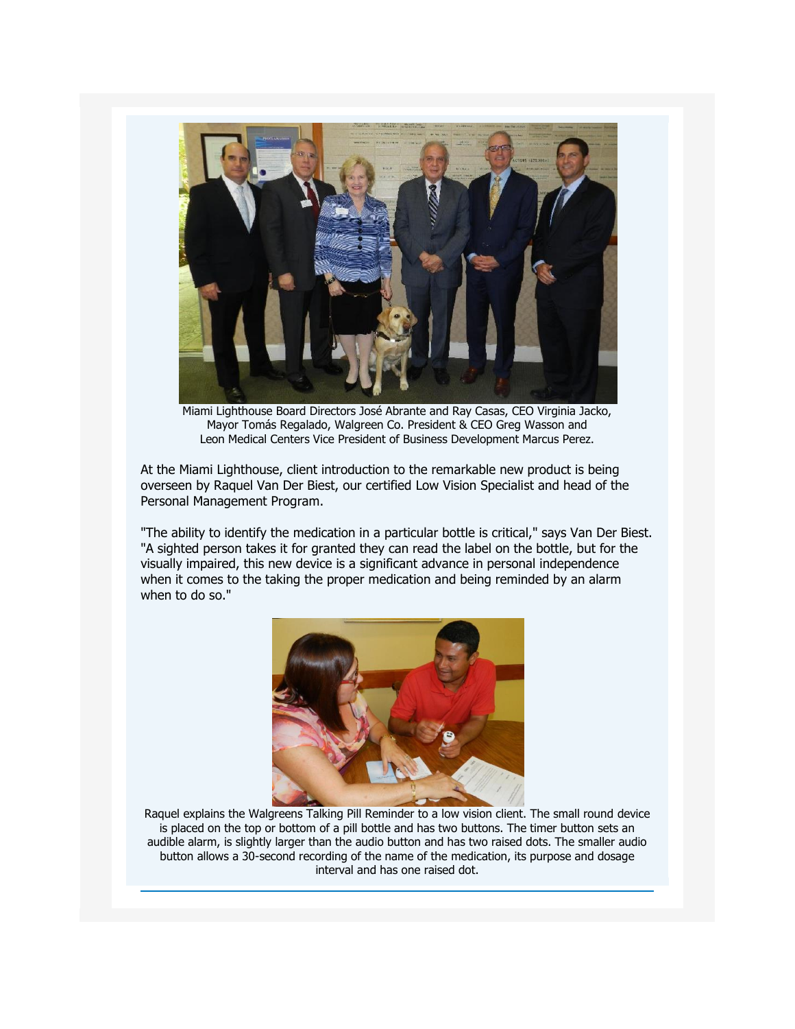Miami Lighthouse Board Directors José Abrante and Ray Casas, CEO Virginia Jacko, Mayor Tomás Regalado, Walgreen Co. President & CEO Greg Wasson and Leon Medical Centers Vice President of Business Development Marcus Perez.

At the Miami Lighthouse, client introduction to the remarkable new product is being overseen by Raquel Van Der Biest, our certified Low Vision Specialist and head of the Personal Management Program.

"The ability to identify the medication in a particular bottle is critical," says Van Der Biest. "A sighted person takes it for granted they can read the label on the bottle, but for the visually impaired, this new device is a significant advance in personal independence when it comes to the taking the proper medication and being reminded by an alarm when to do so."

Raquel explains the Walgreens Talking Pill Reminder to a low vision client. The small round device is placed on the top or bottom of a pill bottle and has two buttons. The timer button sets an audible alarm, is slightly larger than the audio button and has two raised dots. The smaller audio button allows a 30-second recording of the name of the medication, its purpose and dosage interval and has one raised dot.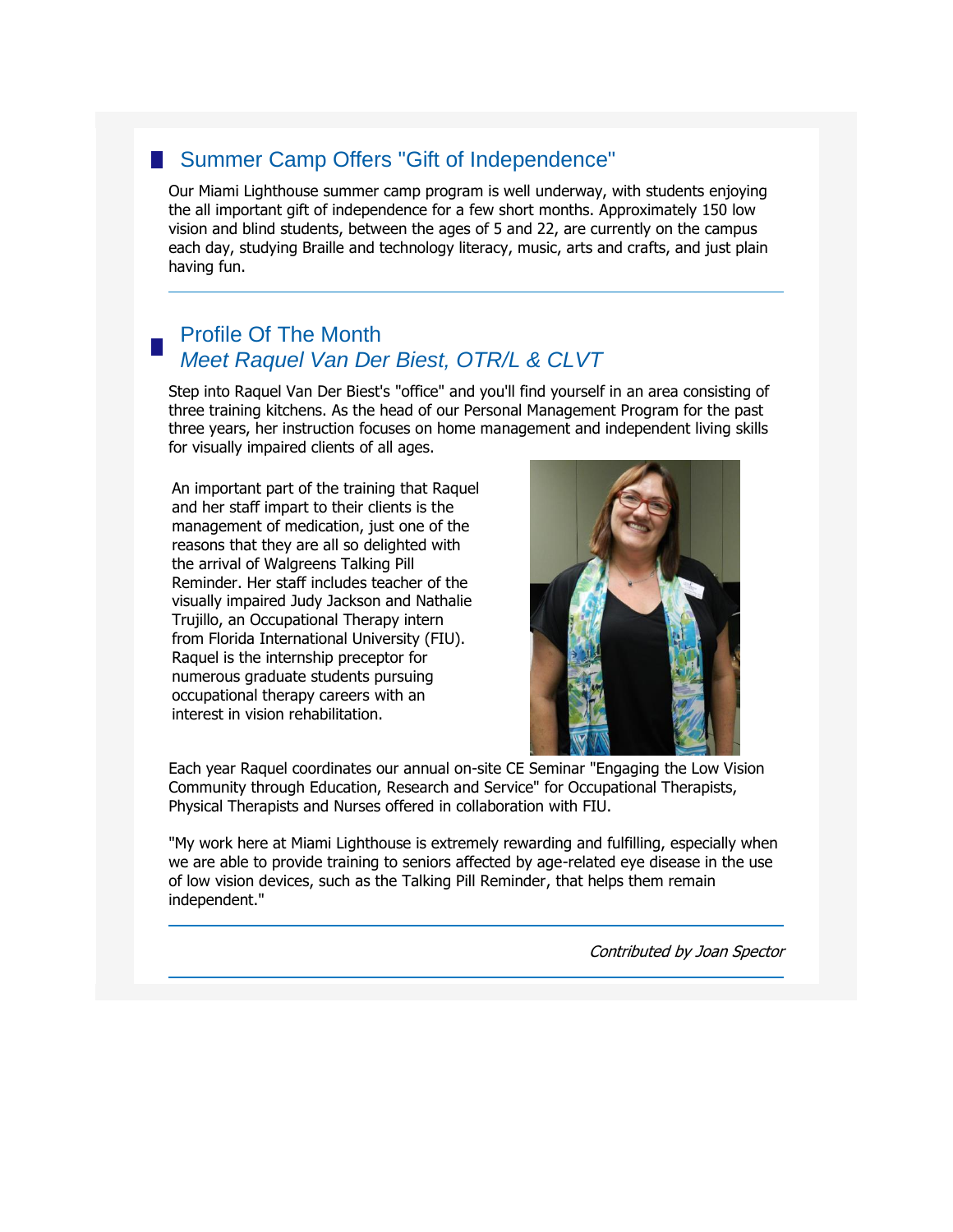## Summer Camp Offers "Gift of Independence"

Our Miami Lighthouse summer camp program is well underway, with students enjoying the all important gift of independence for a few short months. Approximately 150 low vision and blind students, between the ages of 5 and 22, are currently on the campus each day, studying Braille and technology literacy, music, arts and crafts, and just plain having fun.

---

## Profile Of The Month
### *Meet Raquel Van Der Biest, OTR/L & CLVT*

Step into Raquel Van Der Biest's "office" and you'll find yourself in an area consisting of three training kitchens. As the head of our Personal Management Program for the past three years, her instruction focuses on home management and independent living skills for visually impaired clients of all ages.

An important part of the training that Raquel and her staff impart to their clients is the management of medication, just one of the reasons that they are all so delighted with the arrival of Walgreens Talking Pill Reminder. Her staff includes teacher of the visually impaired Judy Jackson and Nathalie Trujillo, an Occupational Therapy intern from Florida International University (FIU). Raquel is the internship preceptor for numerous graduate students pursuing occupational therapy careers with an interest in vision rehabilitation.

Each year Raquel coordinates our annual on-site CE Seminar "Engaging the Low Vision Community through Education, Research and Service" for Occupational Therapists, Physical Therapists and Nurses offered in collaboration with FIU.

"My work here at Miami Lighthouse is extremely rewarding and fulfilling, especially when we are able to provide training to seniors affected by age-related eye disease in the use of low vision devices, such as the Talking Pill Reminder, that helps them remain independent."

---

*Contributed by Joan Spector*

---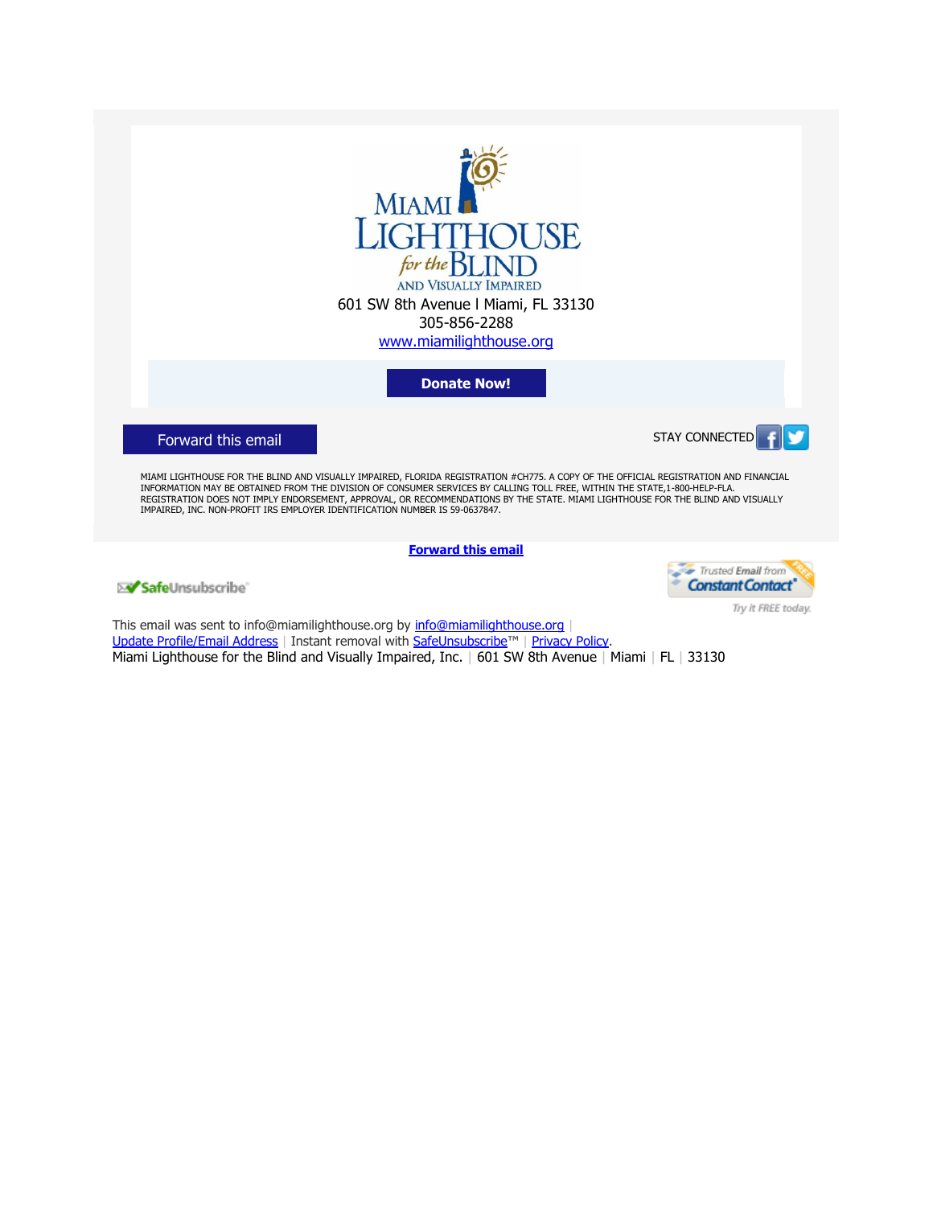MIAMI LIGHTHOUSE for the BLIND AND VISUALLY IMPAIRED

601 SW 8th Avenue l Miami, FL 33130
305-856-2288
www.miamilighthouse.org

**Donate Now!**

Forward this email

STAY CONNECTED

MIAMI LIGHTHOUSE FOR THE BLIND AND VISUALLY IMPAIRED, FLORIDA REGISTRATION #CH775. A COPY OF THE OFFICIAL REGISTRATION AND FINANCIAL INFORMATION MAY BE OBTAINED FROM THE DIVISION OF CONSUMER SERVICES BY CALLING TOLL FREE, WITHIN THE STATE,1-800-HELP-FLA. REGISTRATION DOES NOT IMPLY ENDORSEMENT, APPROVAL, OR RECOMMENDATIONS BY THE STATE. MIAMI LIGHTHOUSE FOR THE BLIND AND VISUALLY IMPAIRED, INC. NON-PROFIT IRS EMPLOYER IDENTIFICATION NUMBER IS 59-0637847.

**Forward this email**

SafeUnsubscribe®

Trusted Email from Constant Contact® FREE
Try it FREE today.

This email was sent to info@miamilighthouse.org by info@miamilighthouse.org |
Update Profile/Email Address | Instant removal with SafeUnsubscribe™ | Privacy Policy.
Miami Lighthouse for the Blind and Visually Impaired, Inc. | 601 SW 8th Avenue | Miami | FL | 33130